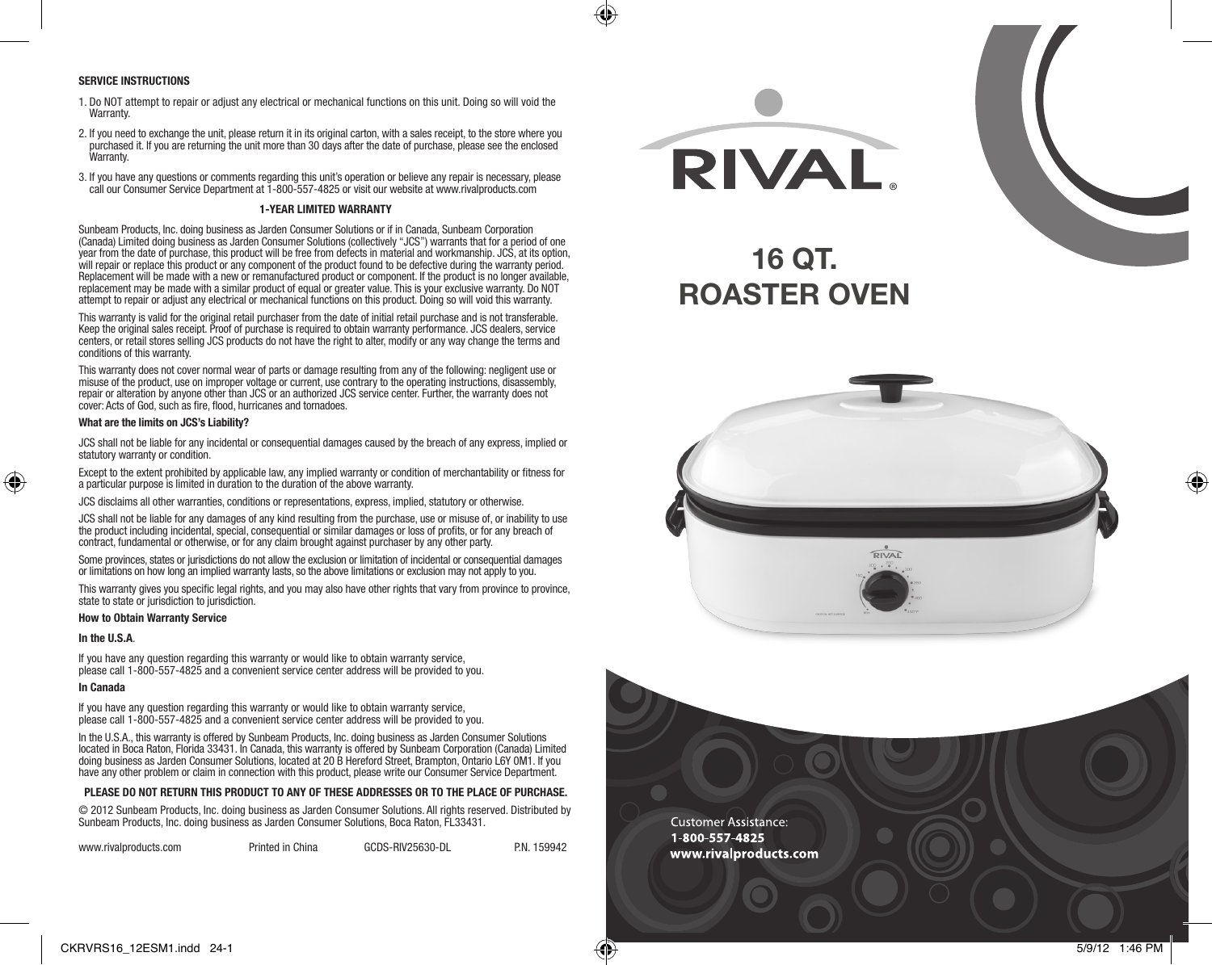**SERVICE INSTRUCTIONS**

1. Do NOT attempt to repair or adjust any electrical or mechanical functions on this unit. Doing so will void the Warranty.
2. If you need to exchange the unit, please return it in its original carton, with a sales receipt, to the store where you purchased it. If you are returning the unit more than 30 days after the date of purchase, please see the enclosed Warranty.
3. If you have any questions or comments regarding this unit's operation or believe any repair is necessary, please call our Consumer Service Department at 1-800-557-4825 or visit our website at www.rivalproducts.com

**1-YEAR LIMITED WARRANTY**

Sunbeam Products, Inc. doing business as Jarden Consumer Solutions or if in Canada, Sunbeam Corporation (Canada) Limited doing business as Jarden Consumer Solutions (collectively "JCS") warrants that for a period of one year from the date of purchase, this product will be free from defects in material and workmanship. JCS, at its option, will repair or replace this product or any component of the product found to be defective during the warranty period. Replacement will be made with a new or remanufactured product or component. If the product is no longer available, replacement may be made with a similar product of equal or greater value. This is your exclusive warranty. Do NOT attempt to repair or adjust any electrical or mechanical functions on this product. Doing so will void this warranty.

This warranty is valid for the original retail purchaser from the date of initial retail purchase and is not transferable. Keep the original sales receipt. Proof of purchase is required to obtain warranty performance. JCS dealers, service centers, or retail stores selling JCS products do not have the right to alter, modify or any way change the terms and conditions of this warranty.

This warranty does not cover normal wear of parts or damage resulting from any of the following: negligent use or misuse of the product, use on improper voltage or current, use contrary to the operating instructions, disassembly, repair or alteration by anyone other than JCS or an authorized JCS service center. Further, the warranty does not cover: Acts of God, such as fire, flood, hurricanes and tornadoes.

**What are the limits on JCS's Liability?**

JCS shall not be liable for any incidental or consequential damages caused by the breach of any express, implied or statutory warranty or condition.

Except to the extent prohibited by applicable law, any implied warranty or condition of merchantability or fitness for a particular purpose is limited in duration to the duration of the above warranty.

JCS disclaims all other warranties, conditions or representations, express, implied, statutory or otherwise.

JCS shall not be liable for any damages of any kind resulting from the purchase, use or misuse of, or inability to use the product including incidental, special, consequential or similar damages or loss of profits, or for any breach of contract, fundamental or otherwise, or for any claim brought against purchaser by any other party.

Some provinces, states or jurisdictions do not allow the exclusion or limitation of incidental or consequential damages or limitations on how long an implied warranty lasts, so the above limitations or exclusion may not apply to you.

This warranty gives you specific legal rights, and you may also have other rights that vary from province to province, state to state or jurisdiction to jurisdiction.

**How to Obtain Warranty Service**

**In the U.S.A**.

If you have any question regarding this warranty or would like to obtain warranty service, please call 1-800-557-4825 and a convenient service center address will be provided to you.

**In Canada**

If you have any question regarding this warranty or would like to obtain warranty service, please call 1-800-557-4825 and a convenient service center address will be provided to you.

In the U.S.A., this warranty is offered by Sunbeam Products, Inc. doing business as Jarden Consumer Solutions located in Boca Raton, Florida 33431. In Canada, this warranty is offered by Sunbeam Corporation (Canada) Limited doing business as Jarden Consumer Solutions, located at 20 B Hereford Street, Brampton, Ontario L6Y 0M1. If you have any other problem or claim in connection with this product, please write our Consumer Service Department.

**PLEASE DO NOT RETURN THIS PRODUCT TO ANY OF THESE ADDRESSES OR TO THE PLACE OF PURCHASE.**

© 2012 Sunbeam Products, Inc. doing business as Jarden Consumer Solutions. All rights reserved. Distributed by Sunbeam Products, Inc. doing business as Jarden Consumer Solutions, Boca Raton, FL33431.

www.rivalproducts.com Printed in China GCDS-RIV25630-DL P.N. 159942

RIVAL®

# 16 QT. ROASTER OVEN

Customer Assistance:
**1-800-557-4825**
**www.rivalproducts.com**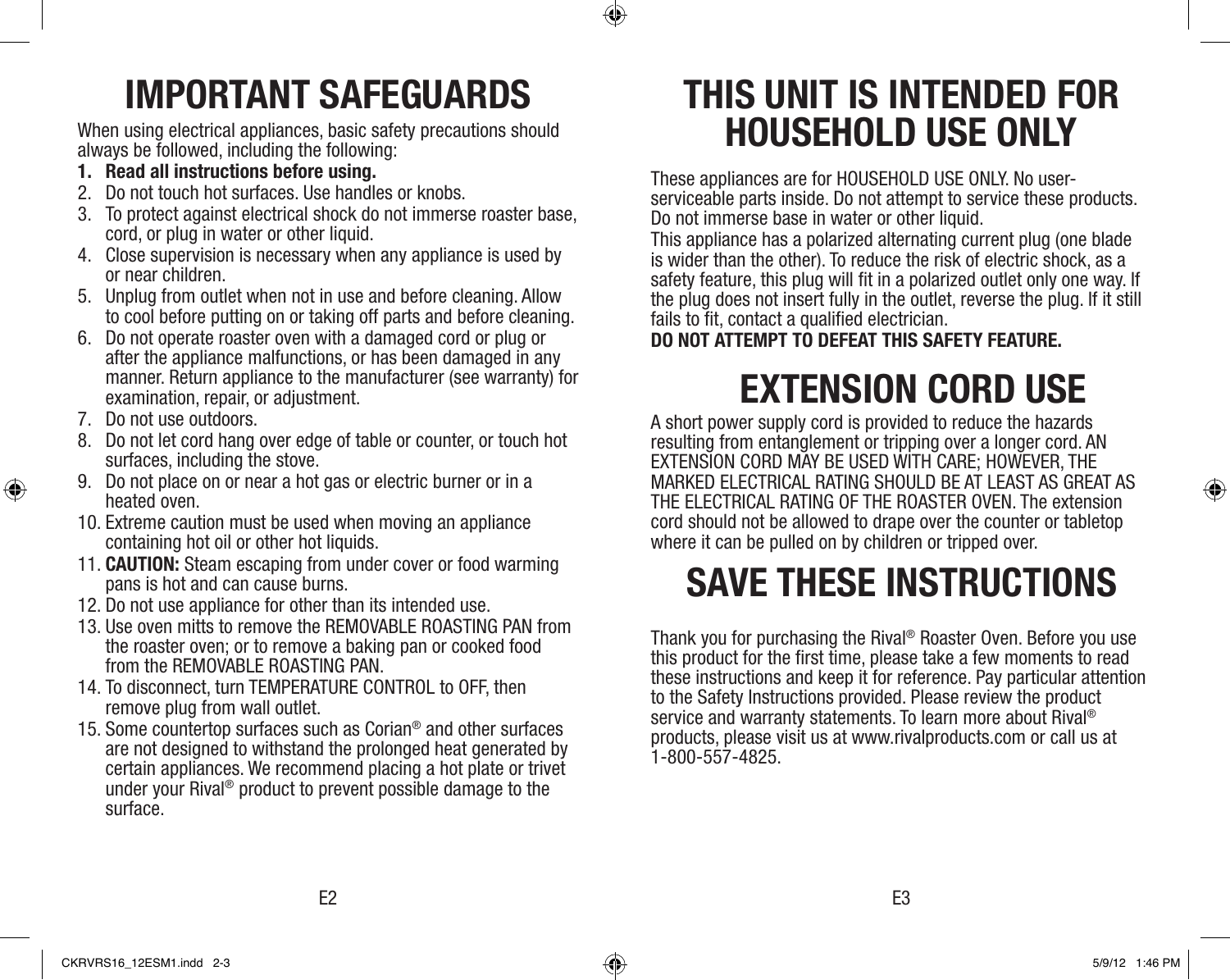# IMPORTANT SAFEGUARDS

When using electrical appliances, basic safety precautions should always be followed, including the following:

1. **Read all instructions before using.**
2. Do not touch hot surfaces. Use handles or knobs.
3. To protect against electrical shock do not immerse roaster base, cord, or plug in water or other liquid.
4. Close supervision is necessary when any appliance is used by or near children.
5. Unplug from outlet when not in use and before cleaning. Allow to cool before putting on or taking off parts and before cleaning.
6. Do not operate roaster oven with a damaged cord or plug or after the appliance malfunctions, or has been damaged in any manner. Return appliance to the manufacturer (see warranty) for examination, repair, or adjustment.
7. Do not use outdoors.
8. Do not let cord hang over edge of table or counter, or touch hot surfaces, including the stove.
9. Do not place on or near a hot gas or electric burner or in a heated oven.
10. Extreme caution must be used when moving an appliance containing hot oil or other hot liquids.
11. **CAUTION:** Steam escaping from under cover or food warming pans is hot and can cause burns.
12. Do not use appliance for other than its intended use.
13. Use oven mitts to remove the REMOVABLE ROASTING PAN from the roaster oven; or to remove a baking pan or cooked food from the REMOVABLE ROASTING PAN.
14. To disconnect, turn TEMPERATURE CONTROL to OFF, then remove plug from wall outlet.
15. Some countertop surfaces such as Corian® and other surfaces are not designed to withstand the prolonged heat generated by certain appliances. We recommend placing a hot plate or trivet under your Rival® product to prevent possible damage to the surface.

# THIS UNIT IS INTENDED FOR HOUSEHOLD USE ONLY

These appliances are for HOUSEHOLD USE ONLY. No user-serviceable parts inside. Do not attempt to service these products. Do not immerse base in water or other liquid.

This appliance has a polarized alternating current plug (one blade is wider than the other). To reduce the risk of electric shock, as a safety feature, this plug will fit in a polarized outlet only one way. If the plug does not insert fully in the outlet, reverse the plug. If it still fails to fit, contact a qualified electrician.

**DO NOT ATTEMPT TO DEFEAT THIS SAFETY FEATURE.**

# EXTENSION CORD USE

A short power supply cord is provided to reduce the hazards resulting from entanglement or tripping over a longer cord. AN EXTENSION CORD MAY BE USED WITH CARE; HOWEVER, THE MARKED ELECTRICAL RATING SHOULD BE AT LEAST AS GREAT AS THE ELECTRICAL RATING OF THE ROASTER OVEN. The extension cord should not be allowed to drape over the counter or tabletop where it can be pulled on by children or tripped over.

# SAVE THESE INSTRUCTIONS

Thank you for purchasing the Rival® Roaster Oven. Before you use this product for the first time, please take a few moments to read these instructions and keep it for reference. Pay particular attention to the Safety Instructions provided. Please review the product service and warranty statements. To learn more about Rival® products, please visit us at www.rivalproducts.com or call us at 1-800-557-4825.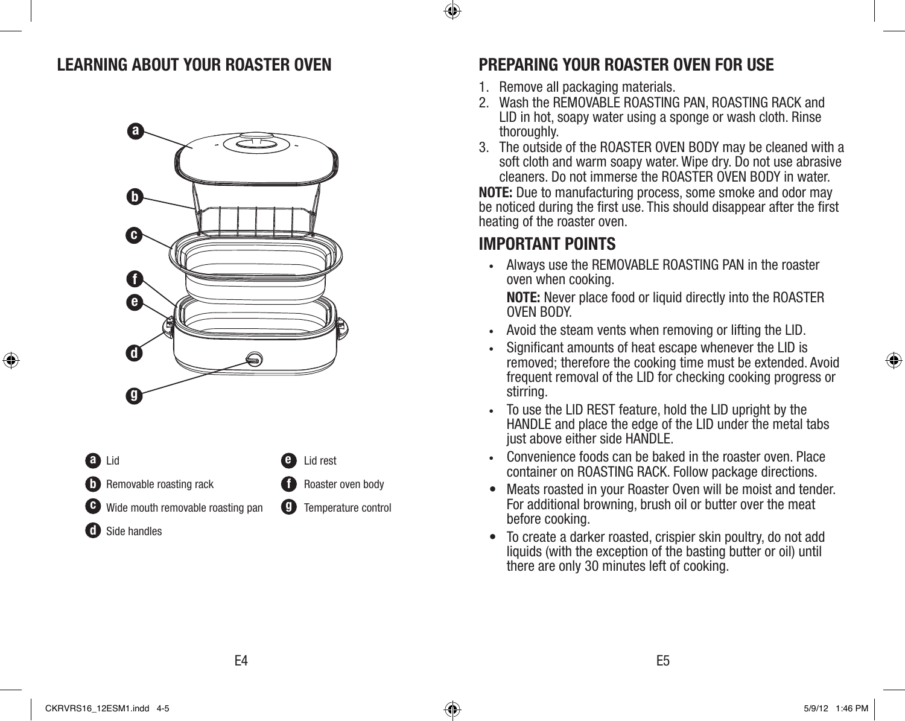## LEARNING ABOUT YOUR ROASTER OVEN

- **a** Lid
- **b** Removable roasting rack
- **c** Wide mouth removable roasting pan
- **d** Side handles
- **e** Lid rest
- **f** Roaster oven body
- **g** Temperature control

## PREPARING YOUR ROASTER OVEN FOR USE

1. Remove all packaging materials.
2. Wash the REMOVABLE ROASTING PAN, ROASTING RACK and LID in hot, soapy water using a sponge or wash cloth. Rinse thoroughly.
3. The outside of the ROASTER OVEN BODY may be cleaned with a soft cloth and warm soapy water. Wipe dry. Do not use abrasive cleaners. Do not immerse the ROASTER OVEN BODY in water.

**NOTE:** Due to manufacturing process, some smoke and odor may be noticed during the first use. This should disappear after the first heating of the roaster oven.

## IMPORTANT POINTS

- Always use the REMOVABLE ROASTING PAN in the roaster oven when cooking.

  **NOTE:** Never place food or liquid directly into the ROASTER OVEN BODY.
- Avoid the steam vents when removing or lifting the LID.
- Significant amounts of heat escape whenever the LID is removed; therefore the cooking time must be extended. Avoid frequent removal of the LID for checking cooking progress or stirring.
- To use the LID REST feature, hold the LID upright by the HANDLE and place the edge of the LID under the metal tabs just above either side HANDLE.
- Convenience foods can be baked in the roaster oven. Place container on ROASTING RACK. Follow package directions.
- Meats roasted in your Roaster Oven will be moist and tender. For additional browning, brush oil or butter over the meat before cooking.
- To create a darker roasted, crispier skin poultry, do not add liquids (with the exception of the basting butter or oil) until there are only 30 minutes left of cooking.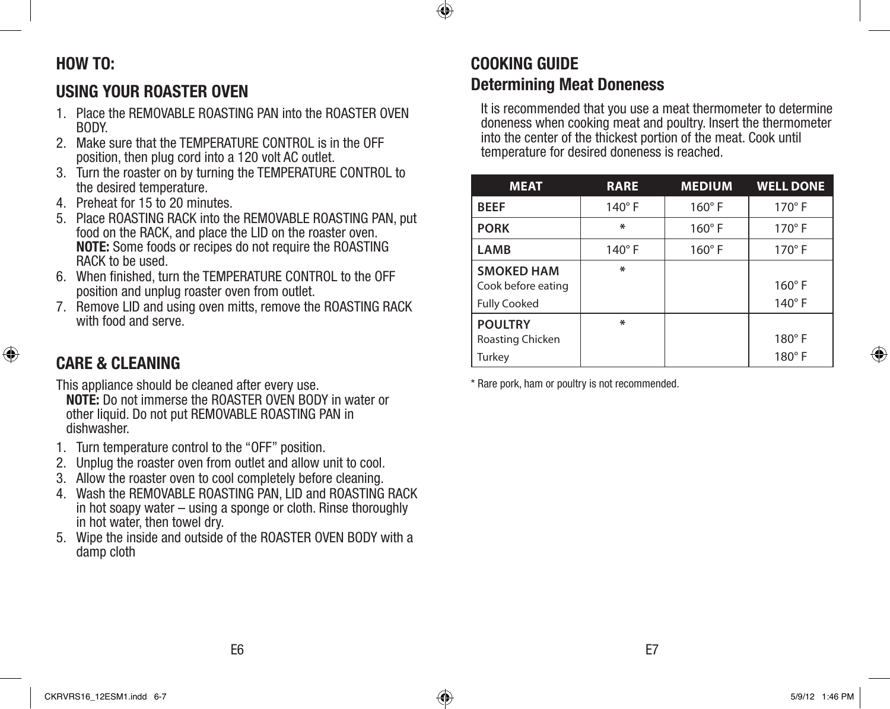## HOW TO:

## USING YOUR ROASTER OVEN

1. Place the REMOVABLE ROASTING PAN into the ROASTER OVEN BODY.
2. Make sure that the TEMPERATURE CONTROL is in the OFF position, then plug cord into a 120 volt AC outlet.
3. Turn the roaster on by turning the TEMPERATURE CONTROL to the desired temperature.
4. Preheat for 15 to 20 minutes.
5. Place ROASTING RACK into the REMOVABLE ROASTING PAN, put food on the RACK, and place the LID on the roaster oven.
   **NOTE:** Some foods or recipes do not require the ROASTING RACK to be used.
6. When finished, turn the TEMPERATURE CONTROL to the OFF position and unplug roaster oven from outlet.
7. Remove LID and using oven mitts, remove the ROASTING RACK with food and serve.

## CARE & CLEANING

This appliance should be cleaned after every use.

**NOTE:** Do not immerse the ROASTER OVEN BODY in water or other liquid. Do not put REMOVABLE ROASTING PAN in dishwasher.

1. Turn temperature control to the "OFF" position.
2. Unplug the roaster oven from outlet and allow unit to cool.
3. Allow the roaster oven to cool completely before cleaning.
4. Wash the REMOVABLE ROASTING PAN, LID and ROASTING RACK in hot soapy water – using a sponge or cloth. Rinse thoroughly in hot water, then towel dry.
5. Wipe the inside and outside of the ROASTER OVEN BODY with a damp cloth

## COOKING GUIDE

### Determining Meat Doneness

It is recommended that you use a meat thermometer to determine doneness when cooking meat and poultry. Insert the thermometer into the center of the thickest portion of the meat. Cook until temperature for desired doneness is reached.

| MEAT | RARE | MEDIUM | WELL DONE |
|---|---|---|---|
| **BEEF** | 140° F | 160° F | 170° F |
| **PORK** | * | 160° F | 170° F |
| **LAMB** | 140° F | 160° F | 170° F |
| **SMOKED HAM** | * | | |
| Cook before eating | | | 160° F |
| Fully Cooked | | | 140° F |
| **POULTRY** | * | | |
| Roasting Chicken | | | 180° F |
| Turkey | | | 180° F |

* Rare pork, ham or poultry is not recommended.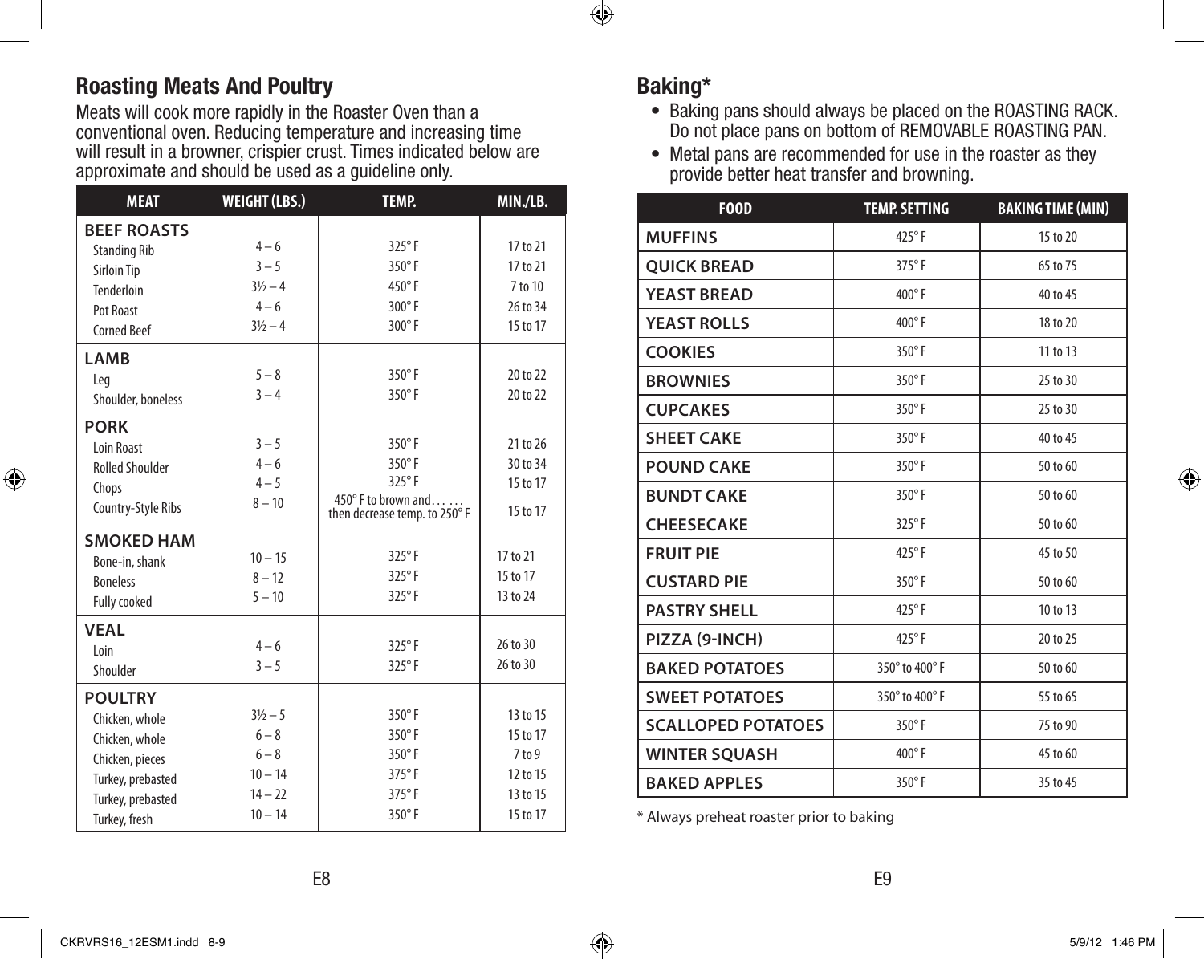## Roasting Meats And Poultry

Meats will cook more rapidly in the Roaster Oven than a conventional oven. Reducing temperature and increasing time will result in a browner, crispier crust. Times indicated below are approximate and should be used as a guideline only.

| MEAT | WEIGHT (LBS.) | TEMP. | MIN./LB. |
|---|---|---|---|
| **BEEF ROASTS** | | | |
| Standing Rib | 4 – 6 | 325° F | 17 to 21 |
| Sirloin Tip | 3 – 5 | 350° F | 17 to 21 |
| Tenderloin | 3½ – 4 | 450° F | 7 to 10 |
| Pot Roast | 4 – 6 | 300° F | 26 to 34 |
| Corned Beef | 3½ – 4 | 300° F | 15 to 17 |
| **LAMB** | | | |
| Leg | 5 – 8 | 350° F | 20 to 22 |
| Shoulder, boneless | 3 – 4 | 350° F | 20 to 22 |
| **PORK** | | | |
| Loin Roast | 3 – 5 | 350° F | 21 to 26 |
| Rolled Shoulder | 4 – 6 | 350° F | 30 to 34 |
| Chops | 4 – 5 | 325° F | 15 to 17 |
| Country-Style Ribs | 8 – 10 | 450° F to brown and. . . . . . then decrease temp. to 250° F | 15 to 17 |
| **SMOKED HAM** | | | |
| Bone-in, shank | 10 – 15 | 325° F | 17 to 21 |
| Boneless | 8 – 12 | 325° F | 15 to 17 |
| Fully cooked | 5 – 10 | 325° F | 13 to 24 |
| **VEAL** | | | |
| Loin | 4 – 6 | 325° F | 26 to 30 |
| Shoulder | 3 – 5 | 325° F | 26 to 30 |
| **POULTRY** | | | |
| Chicken, whole | 3½ – 5 | 350° F | 13 to 15 |
| Chicken, whole | 6 – 8 | 350° F | 15 to 17 |
| Chicken, pieces | 6 – 8 | 350° F | 7 to 9 |
| Turkey, prebasted | 10 – 14 | 375° F | 12 to 15 |
| Turkey, prebasted | 14 – 22 | 375° F | 13 to 15 |
| Turkey, fresh | 10 – 14 | 350° F | 15 to 17 |

## Baking*

- Baking pans should always be placed on the ROASTING RACK. Do not place pans on bottom of REMOVABLE ROASTING PAN.
- Metal pans are recommended for use in the roaster as they provide better heat transfer and browning.

| FOOD | TEMP. SETTING | BAKING TIME (MIN) |
|---|---|---|
| MUFFINS | 425° F | 15 to 20 |
| QUICK BREAD | 375° F | 65 to 75 |
| YEAST BREAD | 400° F | 40 to 45 |
| YEAST ROLLS | 400° F | 18 to 20 |
| COOKIES | 350° F | 11 to 13 |
| BROWNIES | 350° F | 25 to 30 |
| CUPCAKES | 350° F | 25 to 30 |
| SHEET CAKE | 350° F | 40 to 45 |
| POUND CAKE | 350° F | 50 to 60 |
| BUNDT CAKE | 350° F | 50 to 60 |
| CHEESECAKE | 325° F | 50 to 60 |
| FRUIT PIE | 425° F | 45 to 50 |
| CUSTARD PIE | 350° F | 50 to 60 |
| PASTRY SHELL | 425° F | 10 to 13 |
| PIZZA (9-INCH) | 425° F | 20 to 25 |
| BAKED POTATOES | 350° to 400° F | 50 to 60 |
| SWEET POTATOES | 350° to 400° F | 55 to 65 |
| SCALLOPED POTATOES | 350° F | 75 to 90 |
| WINTER SQUASH | 400° F | 45 to 60 |
| BAKED APPLES | 350° F | 35 to 45 |

* Always preheat roaster prior to baking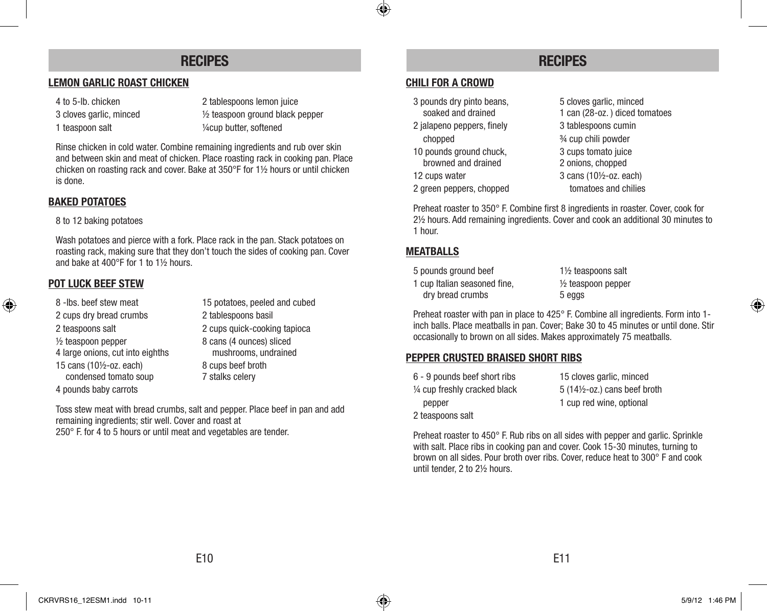## RECIPES

### LEMON GARLIC ROAST CHICKEN

- 4 to 5-lb. chicken
- 3 cloves garlic, minced
- 1 teaspoon salt
- 2 tablespoons lemon juice
- ½ teaspoon ground black pepper
- ¼cup butter, softened

Rinse chicken in cold water. Combine remaining ingredients and rub over skin and between skin and meat of chicken. Place roasting rack in cooking pan. Place chicken on roasting rack and cover. Bake at 350°F for 1½ hours or until chicken is done.

### BAKED POTATOES

- 8 to 12 baking potatoes

Wash potatoes and pierce with a fork. Place rack in the pan. Stack potatoes on roasting rack, making sure that they don't touch the sides of cooking pan. Cover and bake at 400°F for 1 to 1½ hours.

### POT LUCK BEEF STEW

- 8 -lbs. beef stew meat
- 2 cups dry bread crumbs
- 2 teaspoons salt
- ½ teaspoon pepper
- 4 large onions, cut into eighths
- 15 cans (10½-oz. each) condensed tomato soup
- 4 pounds baby carrots
- 15 potatoes, peeled and cubed
- 2 tablespoons basil
- 2 cups quick-cooking tapioca
- 8 cans (4 ounces) sliced mushrooms, undrained
- 8 cups beef broth
- 7 stalks celery

Toss stew meat with bread crumbs, salt and pepper. Place beef in pan and add remaining ingredients; stir well. Cover and roast at
250° F. for 4 to 5 hours or until meat and vegetables are tender.

## RECIPES

### CHILI FOR A CROWD

- 3 pounds dry pinto beans, soaked and drained
- 2 jalapeno peppers, finely chopped
- 10 pounds ground chuck, browned and drained
- 12 cups water
- 2 green peppers, chopped
- 5 cloves garlic, minced
- 1 can (28-oz. ) diced tomatoes
- 3 tablespoons cumin
- ¾ cup chili powder
- 3 cups tomato juice
- 2 onions, chopped
- 3 cans (10½-oz. each) tomatoes and chilies

Preheat roaster to 350° F. Combine first 8 ingredients in roaster. Cover, cook for 2½ hours. Add remaining ingredients. Cover and cook an additional 30 minutes to 1 hour.

### MEATBALLS

- 5 pounds ground beef
- 1 cup Italian seasoned fine, dry bread crumbs
- 1½ teaspoons salt
- ½ teaspoon pepper
- 5 eggs

Preheat roaster with pan in place to 425° F. Combine all ingredients. Form into 1-inch balls. Place meatballs in pan. Cover; Bake 30 to 45 minutes or until done. Stir occasionally to brown on all sides. Makes approximately 75 meatballs.

### PEPPER CRUSTED BRAISED SHORT RIBS

- 6 - 9 pounds beef short ribs
- ¼ cup freshly cracked black pepper
- 2 teaspoons salt
- 15 cloves garlic, minced
- 5 (14½-oz.) cans beef broth
- 1 cup red wine, optional

Preheat roaster to 450° F. Rub ribs on all sides with pepper and garlic. Sprinkle with salt. Place ribs in cooking pan and cover. Cook 15-30 minutes, turning to brown on all sides. Pour broth over ribs. Cover, reduce heat to 300° F and cook until tender, 2 to 2½ hours.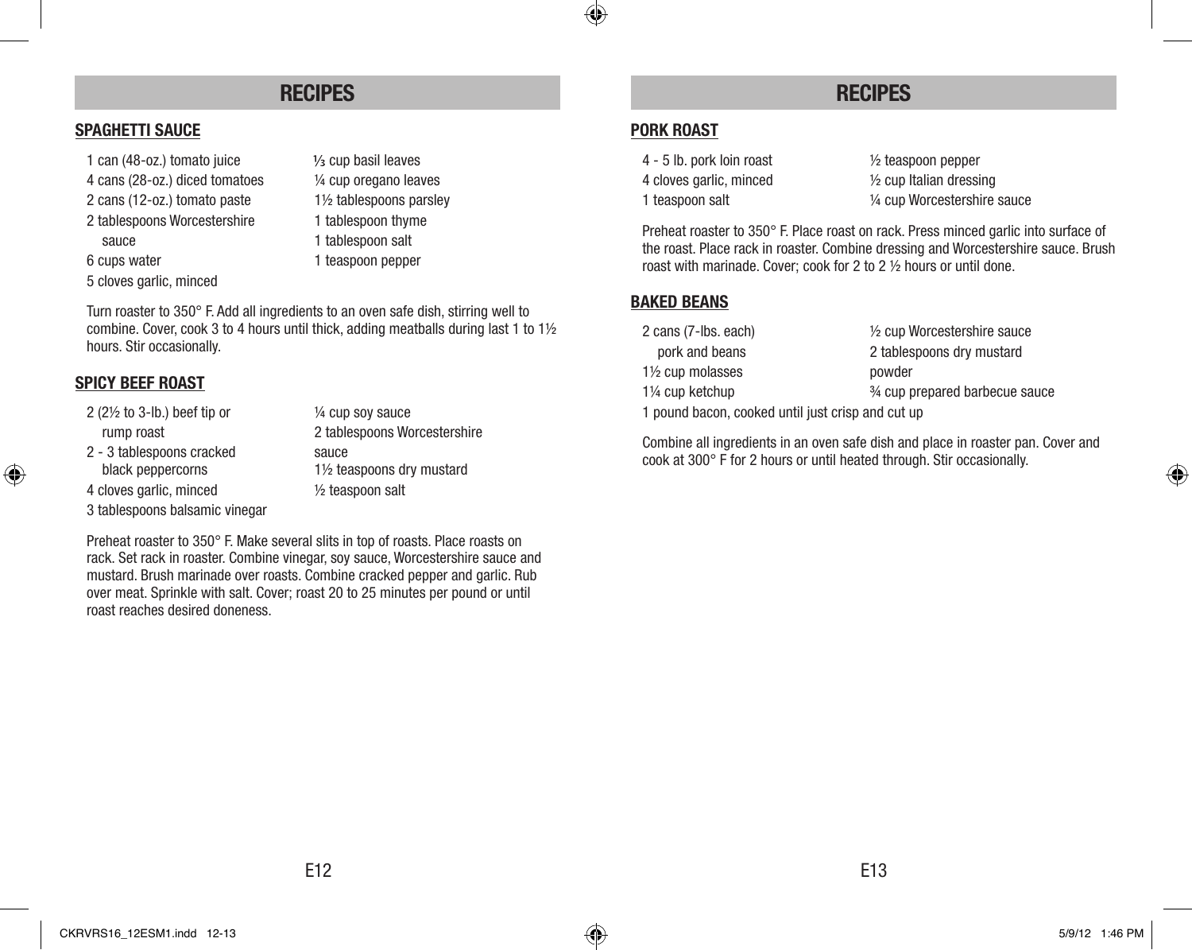## RECIPES

### SPAGHETTI SAUCE

- 1 can (48-oz.) tomato juice
- 4 cans (28-oz.) diced tomatoes
- 2 cans (12-oz.) tomato paste
- 2 tablespoons Worcestershire sauce
- 6 cups water
- 5 cloves garlic, minced
- ⅓ cup basil leaves
- ¼ cup oregano leaves
- 1½ tablespoons parsley
- 1 tablespoon thyme
- 1 tablespoon salt
- 1 teaspoon pepper

Turn roaster to 350° F. Add all ingredients to an oven safe dish, stirring well to combine. Cover, cook 3 to 4 hours until thick, adding meatballs during last 1 to 1½ hours. Stir occasionally.

### SPICY BEEF ROAST

- 2 (2½ to 3-lb.) beef tip or rump roast
- 2 - 3 tablespoons cracked black peppercorns
- 4 cloves garlic, minced
- 3 tablespoons balsamic vinegar
- ¼ cup soy sauce
- 2 tablespoons Worcestershire sauce
- 1½ teaspoons dry mustard
- ½ teaspoon salt

Preheat roaster to 350° F. Make several slits in top of roasts. Place roasts on rack. Set rack in roaster. Combine vinegar, soy sauce, Worcestershire sauce and mustard. Brush marinade over roasts. Combine cracked pepper and garlic. Rub over meat. Sprinkle with salt. Cover; roast 20 to 25 minutes per pound or until roast reaches desired doneness.

## RECIPES

### PORK ROAST

- 4 - 5 lb. pork loin roast
- 4 cloves garlic, minced
- 1 teaspoon salt
- ½ teaspoon pepper
- ½ cup Italian dressing
- ¼ cup Worcestershire sauce

Preheat roaster to 350° F. Place roast on rack. Press minced garlic into surface of the roast. Place rack in roaster. Combine dressing and Worcestershire sauce. Brush roast with marinade. Cover; cook for 2 to 2 ½ hours or until done.

### BAKED BEANS

- 2 cans (7-lbs. each) pork and beans
- 1½ cup molasses
- 1¼ cup ketchup
- ½ cup Worcestershire sauce
- 2 tablespoons dry mustard powder
- ¾ cup prepared barbecue sauce
- 1 pound bacon, cooked until just crisp and cut up

Combine all ingredients in an oven safe dish and place in roaster pan. Cover and cook at 300° F for 2 hours or until heated through. Stir occasionally.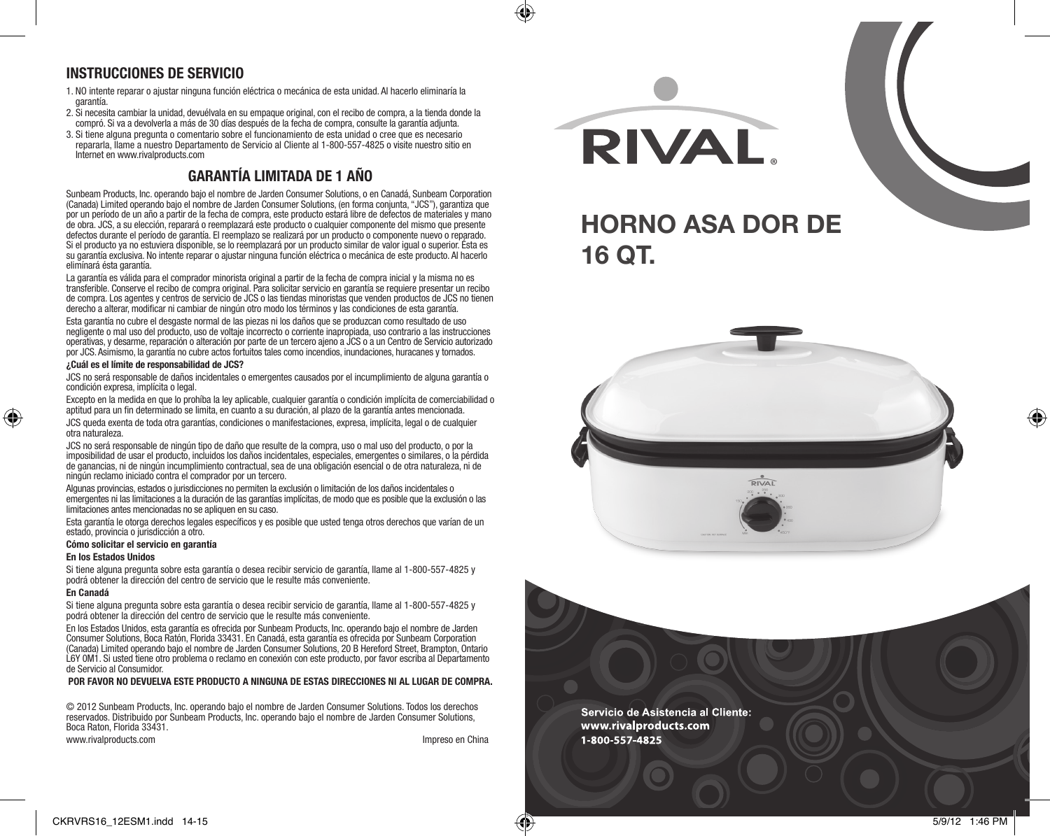## INSTRUCCIONES DE SERVICIO

1. NO intente reparar o ajustar ninguna función eléctrica o mecánica de esta unidad. Al hacerlo eliminaría la garantía.
2. Si necesita cambiar la unidad, devuélvala en su empaque original, con el recibo de compra, a la tienda donde la compró. Si va a devolverla a más de 30 días después de la fecha de compra, consulte la garantía adjunta.
3. Si tiene alguna pregunta o comentario sobre el funcionamiento de esta unidad o cree que es necesario repararla, llame a nuestro Departamento de Servicio al Cliente al 1-800-557-4825 o visite nuestro sitio en Internet en www.rivalproducts.com

## GARANTÍA LIMITADA DE 1 AÑO

Sunbeam Products, Inc. operando bajo el nombre de Jarden Consumer Solutions, o en Canadá, Sunbeam Corporation (Canada) Limited operando bajo el nombre de Jarden Consumer Solutions, (en forma conjunta, "JCS"), garantiza que por un período de un año a partir de la fecha de compra, este producto estará libre de defectos de materiales y mano de obra. JCS, a su elección, reparará o reemplazará este producto o cualquier componente del mismo que presente defectos durante el período de garantía. El reemplazo se realizará por un producto o componente nuevo o reparado. Si el producto ya no estuviera disponible, se lo reemplazará por un producto similar de valor igual o superior. Ésta es su garantía exclusiva. No intente reparar o ajustar ninguna función eléctrica o mecánica de este producto. Al hacerlo eliminará ésta garantía.

La garantía es válida para el comprador minorista original a partir de la fecha de compra inicial y la misma no es transferible. Conserve el recibo de compra original. Para solicitar servicio en garantía se requiere presentar un recibo de compra. Los agentes y centros de servicio de JCS o las tiendas minoristas que venden productos de JCS no tienen derecho a alterar, modificar ni cambiar de ningún otro modo los términos y las condiciones de esta garantía.

Esta garantía no cubre el desgaste normal de las piezas ni los daños que se produzcan como resultado de uso negligente o mal uso del producto, uso de voltaje incorrecto o corriente inapropiada, uso contrario a las instrucciones operativas, y desarme, reparación o alteración por parte de un tercero ajeno a JCS o a un Centro de Servicio autorizado por JCS. Asimismo, la garantía no cubre actos fortuitos tales como incendios, inundaciones, huracanes y tornados.

**¿Cuál es el límite de responsabilidad de JCS?**

JCS no será responsable de daños incidentales o emergentes causados por el incumplimiento de alguna garantía o condición expresa, implícita o legal.

Excepto en la medida en que lo prohíba la ley aplicable, cualquier garantía o condición implícita de comerciabilidad o aptitud para un fin determinado se limita, en cuanto a su duración, al plazo de la garantía antes mencionada.

JCS queda exenta de toda otra garantías, condiciones o manifestaciones, expresa, implícita, legal o de cualquier otra naturaleza.

JCS no será responsable de ningún tipo de daño que resulte de la compra, uso o mal uso del producto, o por la imposibilidad de usar el producto, incluidos los daños incidentales, especiales, emergentes o similares, o la pérdida de ganancias, ni de ningún incumplimiento contractual, sea de una obligación esencial o de otra naturaleza, ni de ningún reclamo iniciado contra el comprador por un tercero.

Algunas provincias, estados o jurisdicciones no permiten la exclusión o limitación de los daños incidentales o emergentes ni las limitaciones a la duración de las garantías implícitas, de modo que es posible que la exclusión o las limitaciones antes mencionadas no se apliquen en su caso.

Esta garantía le otorga derechos legales específicos y es posible que usted tenga otros derechos que varían de un estado, provincia o jurisdicción a otro.

**Cómo solicitar el servicio en garantía**

**En los Estados Unidos**

Si tiene alguna pregunta sobre esta garantía o desea recibir servicio de garantía, llame al 1-800-557-4825 y podrá obtener la dirección del centro de servicio que le resulte más conveniente.

**En Canadá**

Si tiene alguna pregunta sobre esta garantía o desea recibir servicio de garantía, llame al 1-800-557-4825 y podrá obtener la dirección del centro de servicio que le resulte más conveniente.

En los Estados Unidos, esta garantía es ofrecida por Sunbeam Products, Inc. operando bajo el nombre de Jarden Consumer Solutions, Boca Ratón, Florida 33431. En Canadá, esta garantía es ofrecida por Sunbeam Corporation (Canada) Limited operando bajo el nombre de Jarden Consumer Solutions, 20 B Hereford Street, Brampton, Ontario L6Y 0M1. Si usted tiene otro problema o reclamo en conexión con este producto, por favor escriba al Departamento de Servicio al Consumidor.

**POR FAVOR NO DEVUELVA ESTE PRODUCTO A NINGUNA DE ESTAS DIRECCIONES NI AL LUGAR DE COMPRA.**

© 2012 Sunbeam Products, Inc. operando bajo el nombre de Jarden Consumer Solutions. Todos los derechos reservados. Distribuido por Sunbeam Products, Inc. operando bajo el nombre de Jarden Consumer Solutions, Boca Raton, Florida 33431.

www.rivalproducts.com

Impreso en China

RIVAL®

# HORNO ASA DOR DE 16 QT.

**Servicio de Asistencia al Cliente:**
**www.rivalproducts.com**
**1-800-557-4825**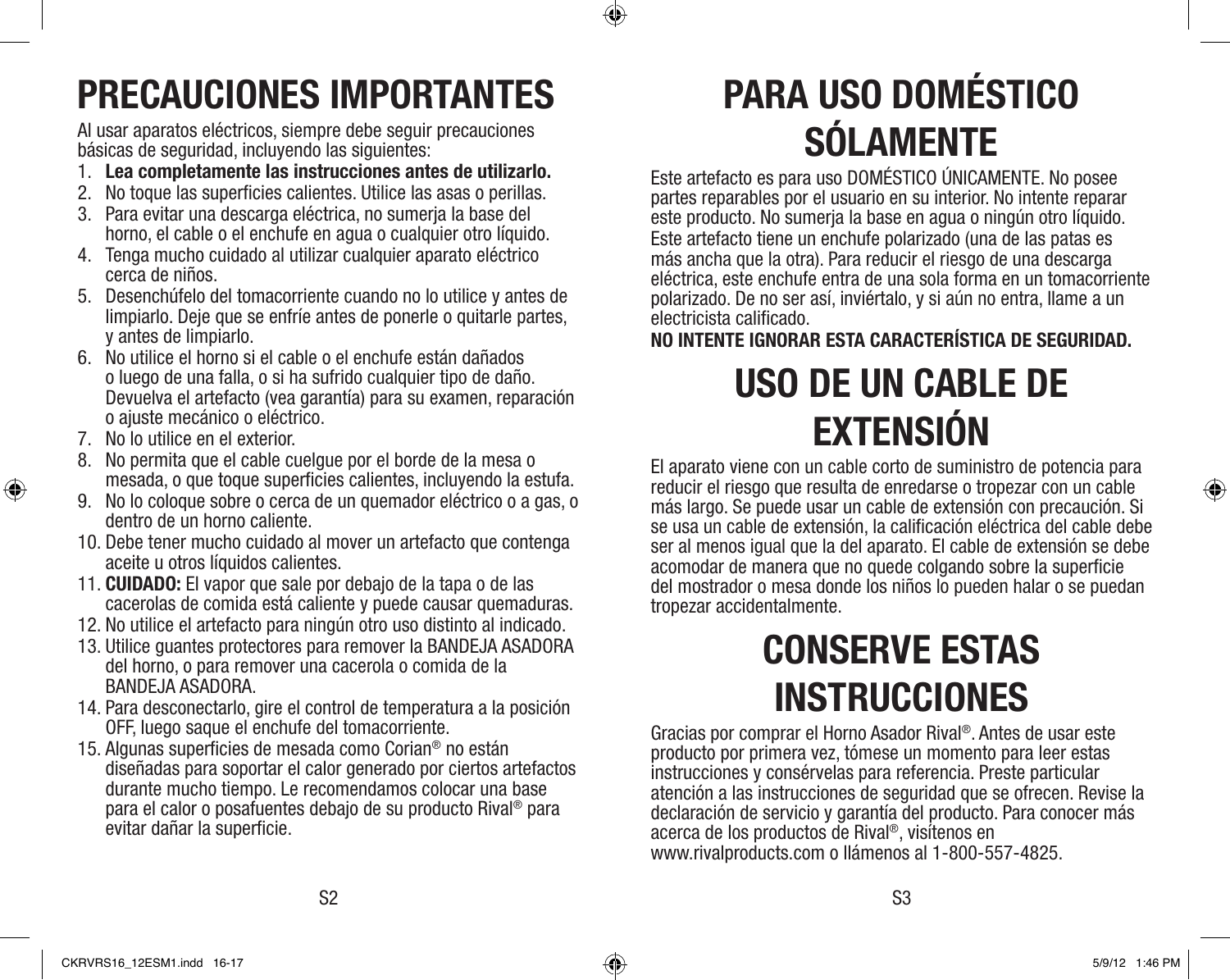# PRECAUCIONES IMPORTANTES

Al usar aparatos eléctricos, siempre debe seguir precauciones básicas de seguridad, incluyendo las siguientes:

1. **Lea completamente las instrucciones antes de utilizarlo.**
2. No toque las superficies calientes. Utilice las asas o perillas.
3. Para evitar una descarga eléctrica, no sumerja la base del horno, el cable o el enchufe en agua o cualquier otro líquido.
4. Tenga mucho cuidado al utilizar cualquier aparato eléctrico cerca de niños.
5. Desenchúfelo del tomacorriente cuando no lo utilice y antes de limpiarlo. Deje que se enfríe antes de ponerle o quitarle partes, y antes de limpiarlo.
6. No utilice el horno si el cable o el enchufe están dañados o luego de una falla, o si ha sufrido cualquier tipo de daño. Devuelva el artefacto (vea garantía) para su examen, reparación o ajuste mecánico o eléctrico.
7. No lo utilice en el exterior.
8. No permita que el cable cuelgue por el borde de la mesa o mesada, o que toque superficies calientes, incluyendo la estufa.
9. No lo coloque sobre o cerca de un quemador eléctrico o a gas, o dentro de un horno caliente.
10. Debe tener mucho cuidado al mover un artefacto que contenga aceite u otros líquidos calientes.
11. **CUIDADO:** El vapor que sale por debajo de la tapa o de las cacerolas de comida está caliente y puede causar quemaduras.
12. No utilice el artefacto para ningún otro uso distinto al indicado.
13. Utilice guantes protectores para remover la BANDEJA ASADORA del horno, o para remover una cacerola o comida de la BANDEJA ASADORA.
14. Para desconectarlo, gire el control de temperatura a la posición OFF, luego saque el enchufe del tomacorriente.
15. Algunas superficies de mesada como Corian® no están diseñadas para soportar el calor generado por ciertos artefactos durante mucho tiempo. Le recomendamos colocar una base para el calor o posafuentes debajo de su producto Rival® para evitar dañar la superficie.

# PARA USO DOMÉSTICO SÓLAMENTE

Este artefacto es para uso DOMÉSTICO ÚNICAMENTE. No posee partes reparables por el usuario en su interior. No intente reparar este producto. No sumerja la base en agua o ningún otro líquido. Este artefacto tiene un enchufe polarizado (una de las patas es más ancha que la otra). Para reducir el riesgo de una descarga eléctrica, este enchufe entra de una sola forma en un tomacorriente polarizado. De no ser así, inviértalo, y si aún no entra, llame a un electricista calificado.

**NO INTENTE IGNORAR ESTA CARACTERÍSTICA DE SEGURIDAD.**

# USO DE UN CABLE DE EXTENSIÓN

El aparato viene con un cable corto de suministro de potencia para reducir el riesgo que resulta de enredarse o tropezar con un cable más largo. Se puede usar un cable de extensión con precaución. Si se usa un cable de extensión, la calificación eléctrica del cable debe ser al menos igual que la del aparato. El cable de extensión se debe acomodar de manera que no quede colgando sobre la superficie del mostrador o mesa donde los niños lo pueden halar o se puedan tropezar accidentalmente.

# CONSERVE ESTAS INSTRUCCIONES

Gracias por comprar el Horno Asador Rival®. Antes de usar este producto por primera vez, tómese un momento para leer estas instrucciones y consérvelas para referencia. Preste particular atención a las instrucciones de seguridad que se ofrecen. Revise la declaración de servicio y garantía del producto. Para conocer más acerca de los productos de Rival®, visítenos en www.rivalproducts.com o llámenos al 1-800-557-4825.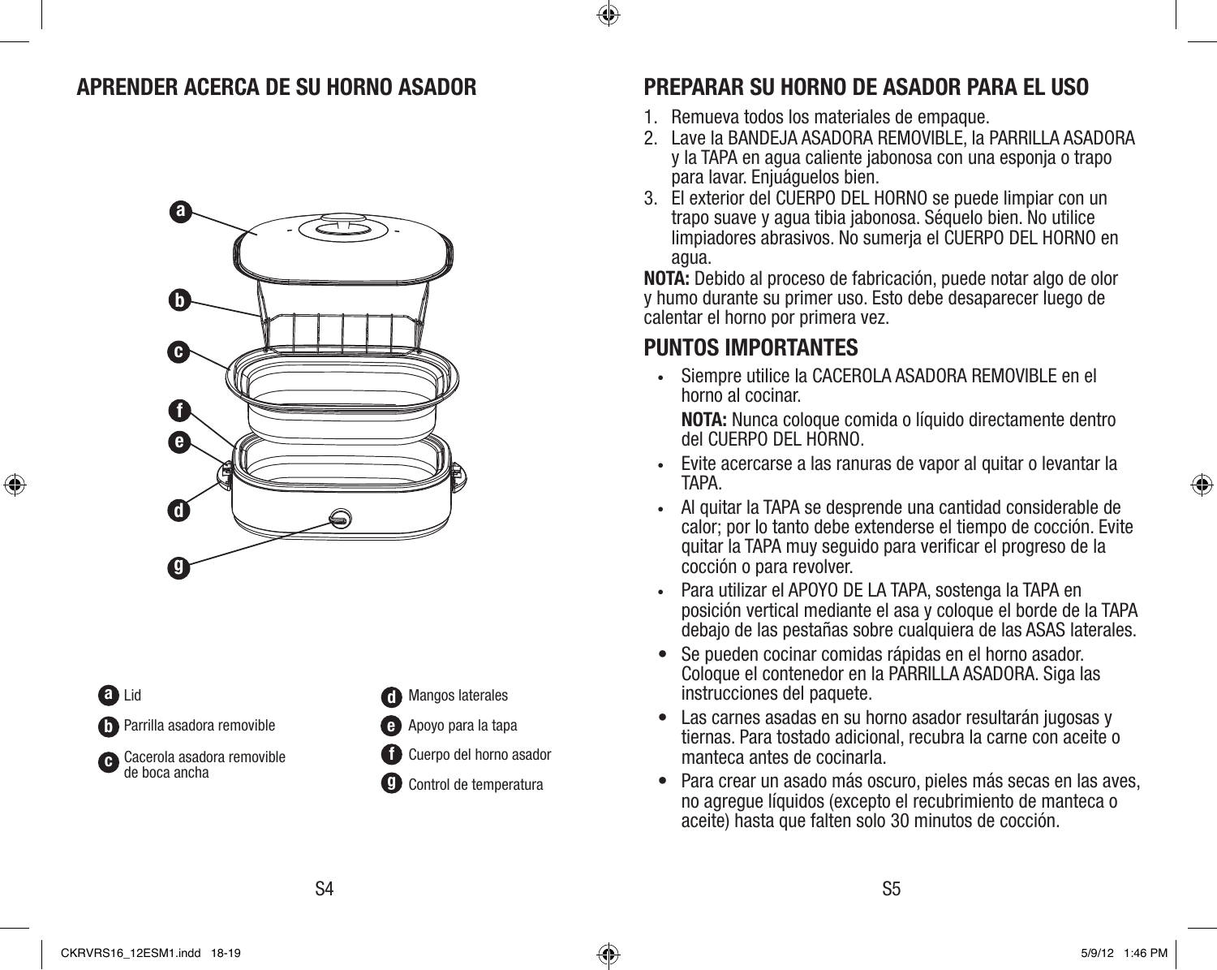## APRENDER ACERCA DE SU HORNO ASADOR

a Lid

b Parrilla asadora removible

c Cacerola asadora removible de boca ancha

d Mangos laterales

e Apoyo para la tapa

f Cuerpo del horno asador

g Control de temperatura

## PREPARAR SU HORNO DE ASADOR PARA EL USO

1. Remueva todos los materiales de empaque.
2. Lave la BANDEJA ASADORA REMOVIBLE, la PARRILLA ASADORA y la TAPA en agua caliente jabonosa con una esponja o trapo para lavar. Enjuáguelos bien.
3. El exterior del CUERPO DEL HORNO se puede limpiar con un trapo suave y agua tibia jabonosa. Séquelo bien. No utilice limpiadores abrasivos. No sumerja el CUERPO DEL HORNO en agua.

**NOTA:** Debido al proceso de fabricación, puede notar algo de olor y humo durante su primer uso. Esto debe desaparecer luego de calentar el horno por primera vez.

## PUNTOS IMPORTANTES

- Siempre utilice la CACEROLA ASADORA REMOVIBLE en el horno al cocinar.

  **NOTA:** Nunca coloque comida o líquido directamente dentro del CUERPO DEL HORNO.
- Evite acercarse a las ranuras de vapor al quitar o levantar la TAPA.
- Al quitar la TAPA se desprende una cantidad considerable de calor; por lo tanto debe extenderse el tiempo de cocción. Evite quitar la TAPA muy seguido para verificar el progreso de la cocción o para revolver.
- Para utilizar el APOYO DE LA TAPA, sostenga la TAPA en posición vertical mediante el asa y coloque el borde de la TAPA debajo de las pestañas sobre cualquiera de las ASAS laterales.
- Se pueden cocinar comidas rápidas en el horno asador. Coloque el contenedor en la PARRILLA ASADORA. Siga las instrucciones del paquete.
- Las carnes asadas en su horno asador resultarán jugosas y tiernas. Para tostado adicional, recubra la carne con aceite o manteca antes de cocinarla.
- Para crear un asado más oscuro, pieles más secas en las aves, no agregue líquidos (excepto el recubrimiento de manteca o aceite) hasta que falten solo 30 minutos de cocción.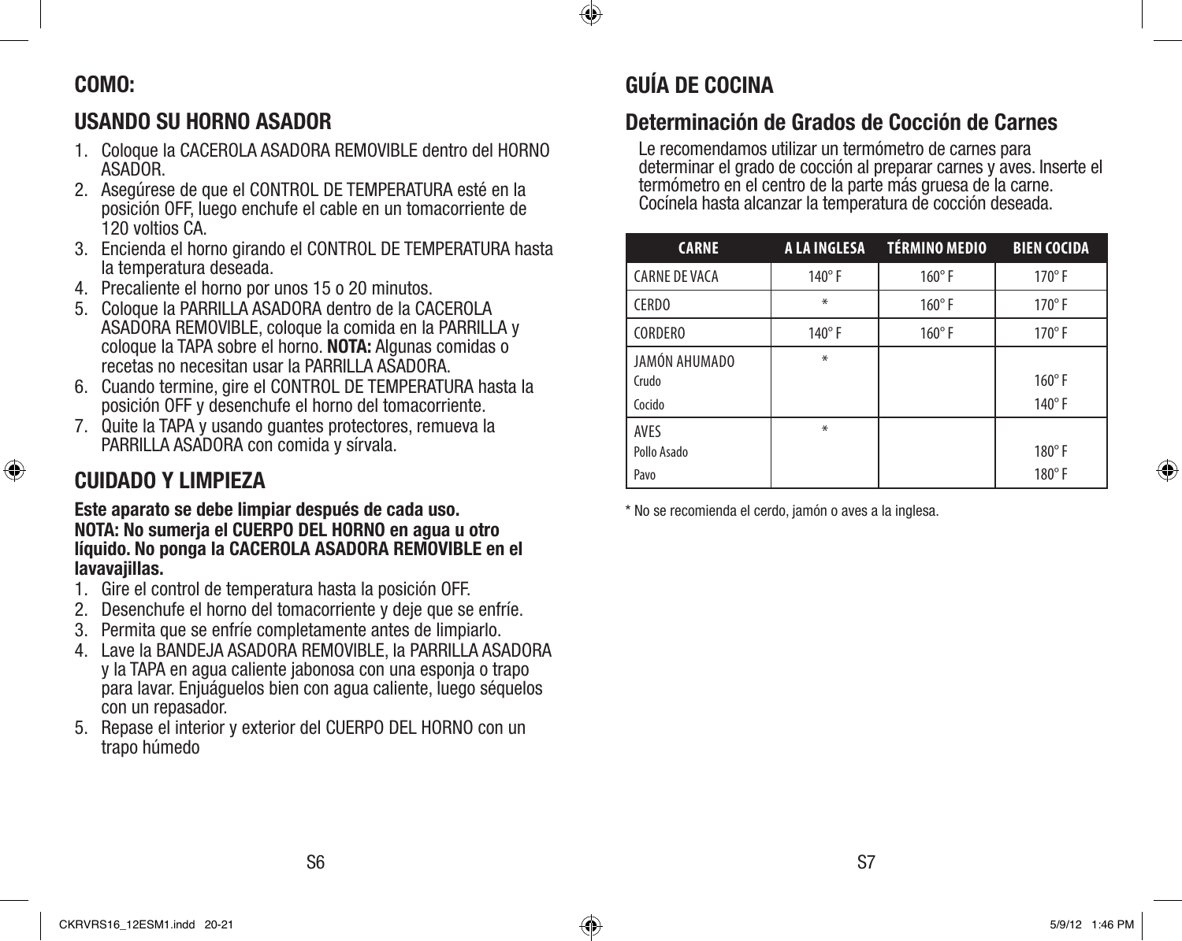## COMO:

## USANDO SU HORNO ASADOR

1. Coloque la CACEROLA ASADORA REMOVIBLE dentro del HORNO ASADOR.
2. Asegúrese de que el CONTROL DE TEMPERATURA esté en la posición OFF, luego enchufe el cable en un tomacorriente de 120 voltios CA.
3. Encienda el horno girando el CONTROL DE TEMPERATURA hasta la temperatura deseada.
4. Precaliente el horno por unos 15 o 20 minutos.
5. Coloque la PARRILLA ASADORA dentro de la CACEROLA ASADORA REMOVIBLE, coloque la comida en la PARRILLA y coloque la TAPA sobre el horno. **NOTA:** Algunas comidas o recetas no necesitan usar la PARRILLA ASADORA.
6. Cuando termine, gire el CONTROL DE TEMPERATURA hasta la posición OFF y desenchufe el horno del tomacorriente.
7. Quite la TAPA y usando guantes protectores, remueva la PARRILLA ASADORA con comida y sírvala.

## CUIDADO Y LIMPIEZA

**Este aparato se debe limpiar después de cada uso.**
**NOTA: No sumerja el CUERPO DEL HORNO en agua u otro líquido. No ponga la CACEROLA ASADORA REMOVIBLE en el lavavajillas.**

1. Gire el control de temperatura hasta la posición OFF.
2. Desenchufe el horno del tomacorriente y deje que se enfríe.
3. Permita que se enfríe completamente antes de limpiarlo.
4. Lave la BANDEJA ASADORA REMOVIBLE, la PARRILLA ASADORA y la TAPA en agua caliente jabonosa con una esponja o trapo para lavar. Enjuáguelos bien con agua caliente, luego séquelos con un repasador.
5. Repase el interior y exterior del CUERPO DEL HORNO con un trapo húmedo

## GUÍA DE COCINA

## Determinación de Grados de Cocción de Carnes

Le recomendamos utilizar un termómetro de carnes para determinar el grado de cocción al preparar carnes y aves. Inserte el termómetro en el centro de la parte más gruesa de la carne. Cocínela hasta alcanzar la temperatura de cocción deseada.

| CARNE | A LA INGLESA | TÉRMINO MEDIO | BIEN COCIDA |
|---|---|---|---|
| CARNE DE VACA | 140° F | 160° F | 170° F |
| CERDO | * | 160° F | 170° F |
| CORDERO | 140° F | 160° F | 170° F |
| JAMÓN AHUMADO | * | | |
| Crudo | | | 160° F |
| Cocido | | | 140° F |
| AVES | * | | |
| Pollo Asado | | | 180° F |
| Pavo | | | 180° F |

* No se recomienda el cerdo, jamón o aves a la inglesa.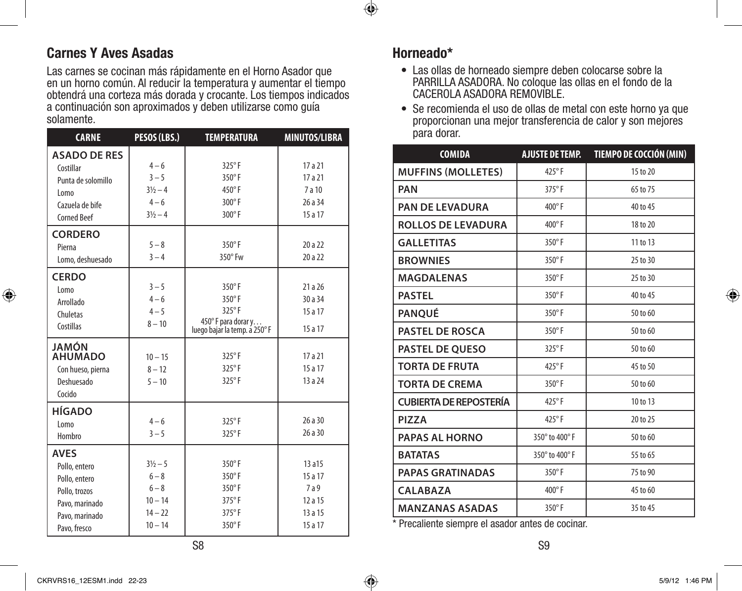## Carnes Y Aves Asadas

Las carnes se cocinan más rápidamente en el Horno Asador que en un horno común. Al reducir la temperatura y aumentar el tiempo obtendrá una corteza más dorada y crocante. Los tiempos indicados a continuación son aproximados y deben utilizarse como guía solamente.

| CARNE | PESOS (LBS.) | TEMPERATURA | MINUTOS/LIBRA |
|---|---|---|---|
| **ASADO DE RES** | | | |
| Costillar | 4 – 6 | 325° F | 17 a 21 |
| Punta de solomillo | 3 – 5 | 350° F | 17 a 21 |
| Lomo | 3½ – 4 | 450° F | 7 a 10 |
| Cazuela de bife | 4 – 6 | 300° F | 26 a 34 |
| Corned Beef | 3½ – 4 | 300° F | 15 a 17 |
| **CORDERO** | | | |
| Pierna | 5 – 8 | 350° F | 20 a 22 |
| Lomo, deshuesado | 3 – 4 | 350° Fw | 20 a 22 |
| **CERDO** | | | |
| Lomo | 3 – 5 | 350° F | 21 a 26 |
| Arrollado | 4 – 6 | 350° F | 30 a 34 |
| Chuletas | 4 – 5 | 325° F | 15 a 17 |
| Costillas | 8 – 10 | 450° F para dorar y. . . luego bajar la temp. a 250° F | 15 a 17 |
| **JAMÓN AHUMADO** | | | |
| Con hueso, pierna | 10 – 15 | 325° F | 17 a 21 |
| Deshuesado | 8 – 12 | 325° F | 15 a 17 |
| Cocido | 5 – 10 | 325° F | 13 a 24 |
| **HÍGADO** | | | |
| Lomo | 4 – 6 | 325° F | 26 a 30 |
| Hombro | 3 – 5 | 325° F | 26 a 30 |
| **AVES** | | | |
| Pollo, entero | 3½ – 5 | 350° F | 13 a15 |
| Pollo, entero | 6 – 8 | 350° F | 15 a 17 |
| Pollo, trozos | 6 – 8 | 350° F | 7 a 9 |
| Pavo, marinado | 10 – 14 | 375° F | 12 a 15 |
| Pavo, marinado | 14 – 22 | 375° F | 13 a 15 |
| Pavo, fresco | 10 – 14 | 350° F | 15 a 17 |

## Horneado*

- Las ollas de horneado siempre deben colocarse sobre la PARRILLA ASADORA. No coloque las ollas en el fondo de la CACEROLA ASADORA REMOVIBLE.
- Se recomienda el uso de ollas de metal con este horno ya que proporcionan una mejor transferencia de calor y son mejores para dorar.

| COMIDA | AJUSTE DE TEMP. | TIEMPO DE COCCIÓN (MIN) |
|---|---|---|
| **MUFFINS (MOLLETES)** | 425° F | 15 to 20 |
| **PAN** | 375° F | 65 to 75 |
| **PAN DE LEVADURA** | 400° F | 40 to 45 |
| **ROLLOS DE LEVADURA** | 400° F | 18 to 20 |
| **GALLETITAS** | 350° F | 11 to 13 |
| **BROWNIES** | 350° F | 25 to 30 |
| **MAGDALENAS** | 350° F | 25 to 30 |
| **PASTEL** | 350° F | 40 to 45 |
| **PANQUÉ** | 350° F | 50 to 60 |
| **PASTEL DE ROSCA** | 350° F | 50 to 60 |
| **PASTEL DE QUESO** | 325° F | 50 to 60 |
| **TORTA DE FRUTA** | 425° F | 45 to 50 |
| **TORTA DE CREMA** | 350° F | 50 to 60 |
| **CUBIERTA DE REPOSTERÍA** | 425° F | 10 to 13 |
| **PIZZA** | 425° F | 20 to 25 |
| **PAPAS AL HORNO** | 350° to 400° F | 50 to 60 |
| **BATATAS** | 350° to 400° F | 55 to 65 |
| **PAPAS GRATINADAS** | 350° F | 75 to 90 |
| **CALABAZA** | 400° F | 45 to 60 |
| **MANZANAS ASADAS** | 350° F | 35 to 45 |

* Precaliente siempre el asador antes de cocinar.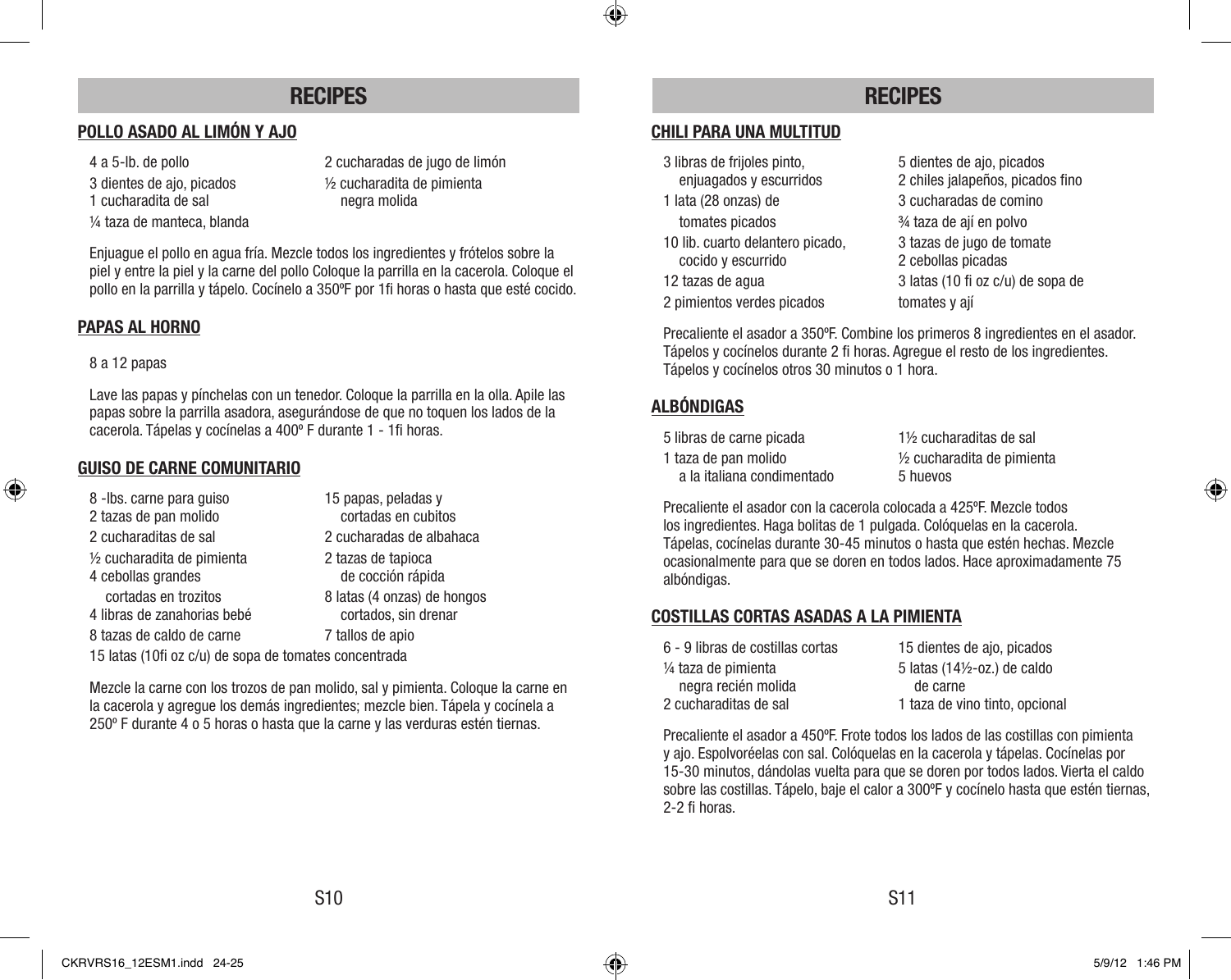## RECIPES

### POLLO ASADO AL LIMÓN Y AJO

- 4 a 5-lb. de pollo
- 3 dientes de ajo, picados
- 1 cucharadita de sal
- ¼ taza de manteca, blanda
- 2 cucharadas de jugo de limón
- ½ cucharadita de pimienta negra molida

Enjuague el pollo en agua fría. Mezcle todos los ingredientes y frótelos sobre la piel y entre la piel y la carne del pollo Coloque la parrilla en la cacerola. Coloque el pollo en la parrilla y tápelo. Cocínelo a 350ºF por 1fi horas o hasta que esté cocido.

### PAPAS AL HORNO

- 8 a 12 papas

Lave las papas y pínchelas con un tenedor. Coloque la parrilla en la olla. Apile las papas sobre la parrilla asadora, asegurándose de que no toquen los lados de la cacerola. Tápelas y cocínelas a 400º F durante 1 - 1fi horas.

### GUISO DE CARNE COMUNITARIO

- 8 -lbs. carne para guiso
- 2 tazas de pan molido
- 2 cucharaditas de sal
- ½ cucharadita de pimienta
- 4 cebollas grandes cortadas en trozitos
- 4 libras de zanahorias bebé
- 8 tazas de caldo de carne
- 15 papas, peladas y cortadas en cubitos
- 2 cucharadas de albahaca
- 2 tazas de tapioca de cocción rápida
- 8 latas (4 onzas) de hongos cortados, sin drenar
- 7 tallos de apio
- 15 latas (10fi oz c/u) de sopa de tomates concentrada

Mezcle la carne con los trozos de pan molido, sal y pimienta. Coloque la carne en la cacerola y agregue los demás ingredientes; mezcle bien. Tápela y cocínela a 250º F durante 4 o 5 horas o hasta que la carne y las verduras estén tiernas.

## RECIPES

### CHILI PARA UNA MULTITUD

- 3 libras de frijoles pinto, enjuagados y escurridos
- 1 lata (28 onzas) de tomates picados
- 10 lib. cuarto delantero picado, cocido y escurrido
- 12 tazas de agua
- 2 pimientos verdes picados
- 5 dientes de ajo, picados
- 2 chiles jalapeños, picados fino
- 3 cucharadas de comino
- ¾ taza de ají en polvo
- 3 tazas de jugo de tomate
- 2 cebollas picadas
- 3 latas (10 fi oz c/u) de sopa de tomates y ají

Precaliente el asador a 350ºF. Combine los primeros 8 ingredientes en el asador. Tápelos y cocínelos durante 2 fi horas. Agregue el resto de los ingredientes. Tápelos y cocínelos otros 30 minutos o 1 hora.

### ALBÓNDIGAS

- 5 libras de carne picada
- 1 taza de pan molido a la italiana condimentado
- 1½ cucharaditas de sal
- ½ cucharadita de pimienta
- 5 huevos

Precaliente el asador con la cacerola colocada a 425ºF. Mezcle todos los ingredientes. Haga bolitas de 1 pulgada. Colóquelas en la cacerola. Tápelas, cocínelas durante 30-45 minutos o hasta que estén hechas. Mezcle ocasionalmente para que se doren en todos lados. Hace aproximadamente 75 albóndigas.

### COSTILLAS CORTAS ASADAS A LA PIMIENTA

- 6 - 9 libras de costillas cortas
- ¼ taza de pimienta negra recién molida
- 2 cucharaditas de sal
- 15 dientes de ajo, picados
- 5 latas (14½-oz.) de caldo de carne
- 1 taza de vino tinto, opcional

Precaliente el asador a 450ºF. Frote todos los lados de las costillas con pimienta y ajo. Espolvoréelas con sal. Colóquelas en la cacerola y tápelas. Cocínelas por 15-30 minutos, dándolas vuelta para que se doren por todos lados. Vierta el caldo sobre las costillas. Tápelo, baje el calor a 300ºF y cocínelo hasta que estén tiernas, 2-2 fi horas.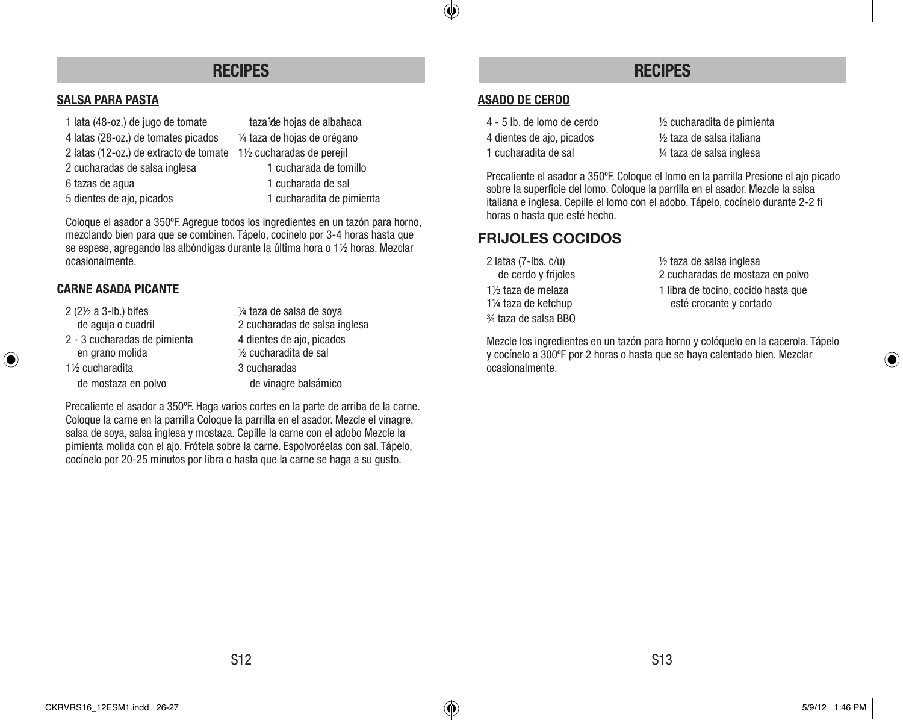## RECIPES

### SALSA PARA PASTA

- 1 lata (48-oz.) de jugo de tomate
- 4 latas (28-oz.) de tomates picados
- 2 latas (12-oz.) de extracto de tomate
- 2 cucharadas de salsa inglesa
- 6 tazas de agua
- 5 dientes de ajo, picados
- ½ taza de hojas de albahaca
- ¼ taza de hojas de orégano
- 1½ cucharadas de perejil
- 1 cucharada de tomillo
- 1 cucharada de sal
- 1 cucharadita de pimienta

Coloque el asador a 350ºF. Agregue todos los ingredientes en un tazón para horno, mezclando bien para que se combinen. Tápelo, cocínelo por 3-4 horas hasta que se espese, agregando las albóndigas durante la última hora o 1½ horas. Mezclar ocasionalmente.

### CARNE ASADA PICANTE

- 2 (2½ a 3-lb.) bifes de aguja o cuadril
- 2 - 3 cucharadas de pimienta en grano molida
- 1½ cucharadita de mostaza en polvo
- ¼ taza de salsa de soya
- 2 cucharadas de salsa inglesa
- 4 dientes de ajo, picados
- ½ cucharadita de sal
- 3 cucharadas de vinagre balsámico

Precaliente el asador a 350ºF. Haga varios cortes en la parte de arriba de la carne. Coloque la carne en la parrilla Coloque la parrilla en el asador. Mezcle el vinagre, salsa de soya, salsa inglesa y mostaza. Cepille la carne con el adobo Mezcle la pimienta molida con el ajo. Frótela sobre la carne. Espolvoréelas con sal. Tápelo, cocínelo por 20-25 minutos por libra o hasta que la carne se haga a su gusto.

## RECIPES

### ASADO DE CERDO

- 4 - 5 lb. de lomo de cerdo
- 4 dientes de ajo, picados
- 1 cucharadita de sal
- ½ cucharadita de pimienta
- ½ taza de salsa italiana
- ¼ taza de salsa inglesa

Precaliente el asador a 350ºF. Coloque el lomo en la parrilla Presione el ajo picado sobre la superficie del lomo. Coloque la parrilla en el asador. Mezcle la salsa italiana e inglesa. Cepille el lomo con el adobo. Tápelo, cocínelo durante 2-2 fi horas o hasta que esté hecho.

### FRIJOLES COCIDOS

- 2 latas (7-lbs. c/u) de cerdo y frijoles
- 1½ taza de melaza
- 1¼ taza de ketchup
- ¾ taza de salsa BBQ
- ½ taza de salsa inglesa
- 2 cucharadas de mostaza en polvo
- 1 libra de tocino, cocido hasta que esté crocante y cortado

Mezcle los ingredientes en un tazón para horno y colóquelo en la cacerola. Tápelo y cocínelo a 300ºF por 2 horas o hasta que se haya calentado bien. Mezclar ocasionalmente.